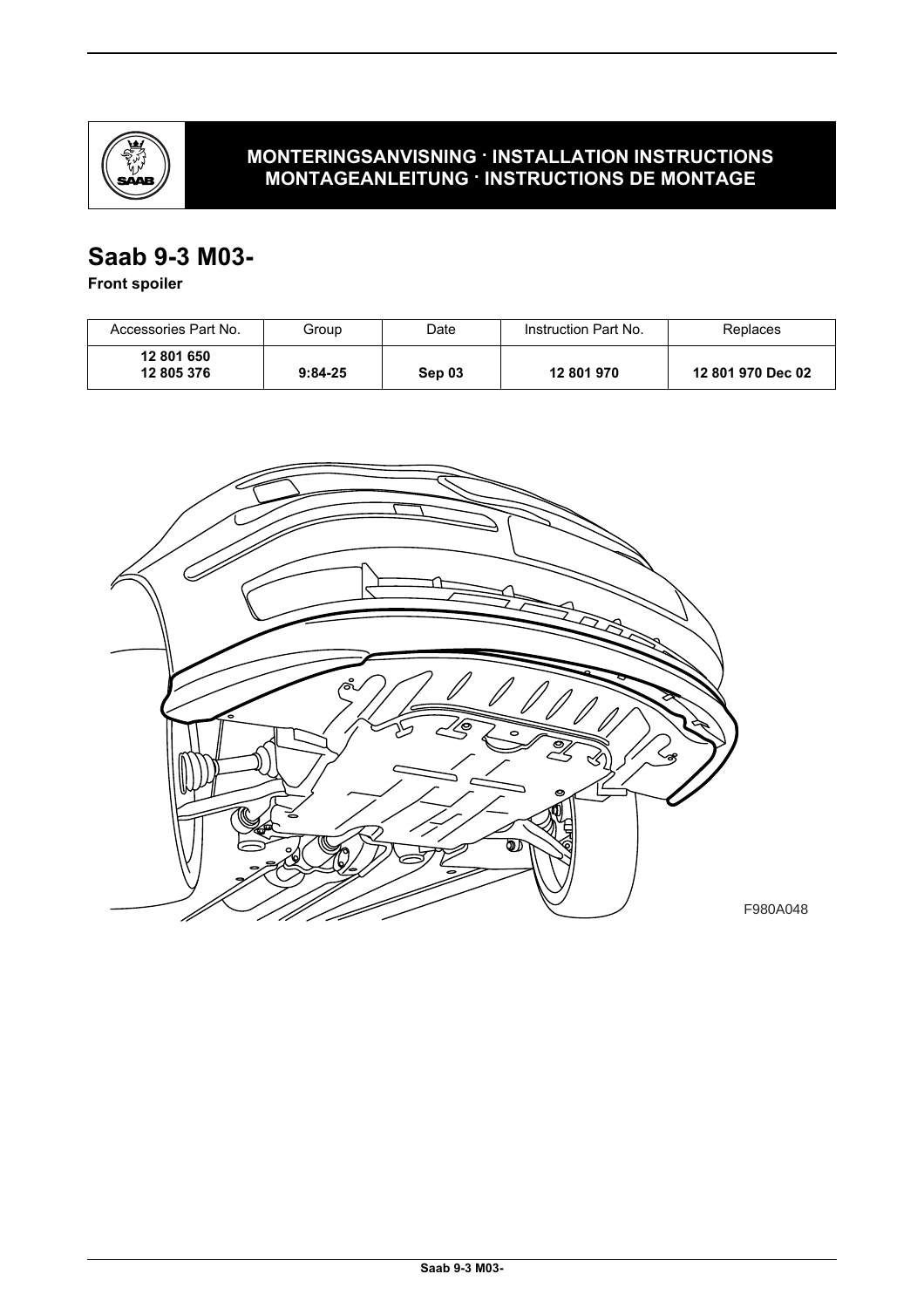**MONTERINGSANVISNING · INSTALLATION INSTRUCTIONS**
**MONTAGEANLEITUNG · INSTRUCTIONS DE MONTAGE**

# Saab 9-3 M03-

**Front spoiler**

| Accessories Part No. | Group | Date | Instruction Part No. | Replaces |
| --- | --- | --- | --- | --- |
| **12 801 650**<br>**12 805 376** | **9:84-25** | **Sep 03** | **12 801 970** | **12 801 970 Dec 02** |

F980A048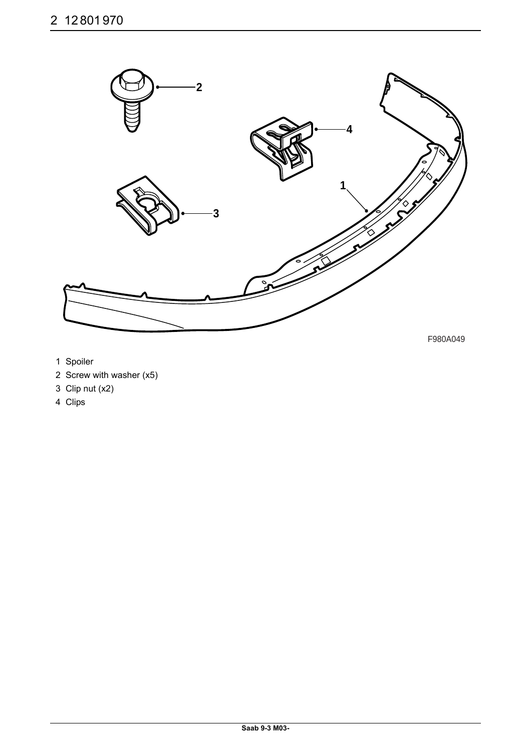F980A049

1 Spoiler
2 Screw with washer (x5)
3 Clip nut (x2)
4 Clips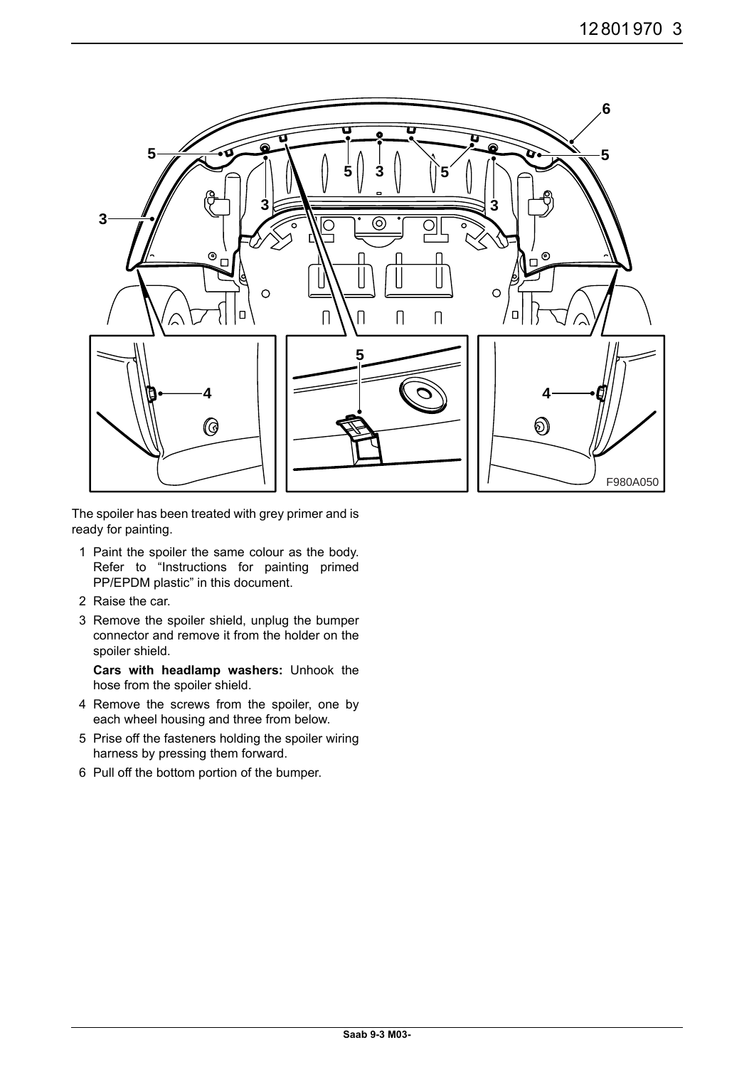The spoiler has been treated with grey primer and is ready for painting.

1. Paint the spoiler the same colour as the body. Refer to “Instructions for painting primed PP/EPDM plastic” in this document.
2. Raise the car.
3. Remove the spoiler shield, unplug the bumper connector and remove it from the holder on the spoiler shield.

   **Cars with headlamp washers:** Unhook the hose from the spoiler shield.
4. Remove the screws from the spoiler, one by each wheel housing and three from below.
5. Prise off the fasteners holding the spoiler wiring harness by pressing them forward.
6. Pull off the bottom portion of the bumper.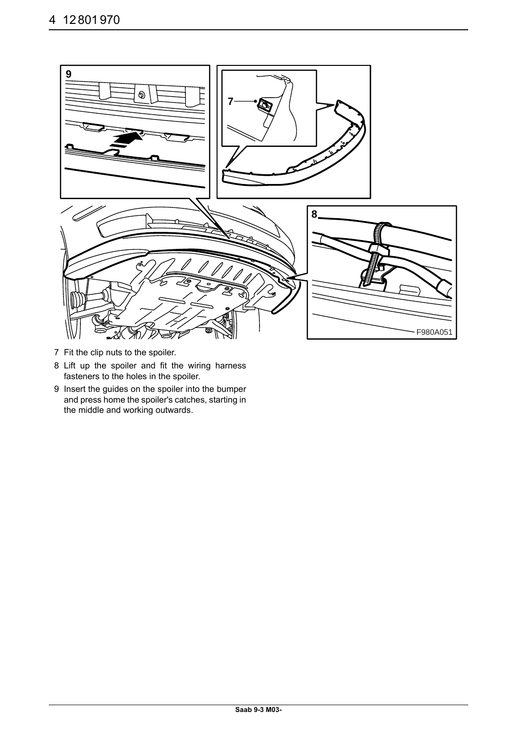7 Fit the clip nuts to the spoiler.

8 Lift up the spoiler and fit the wiring harness fasteners to the holes in the spoiler.

9 Insert the guides on the spoiler into the bumper and press home the spoiler's catches, starting in the middle and working outwards.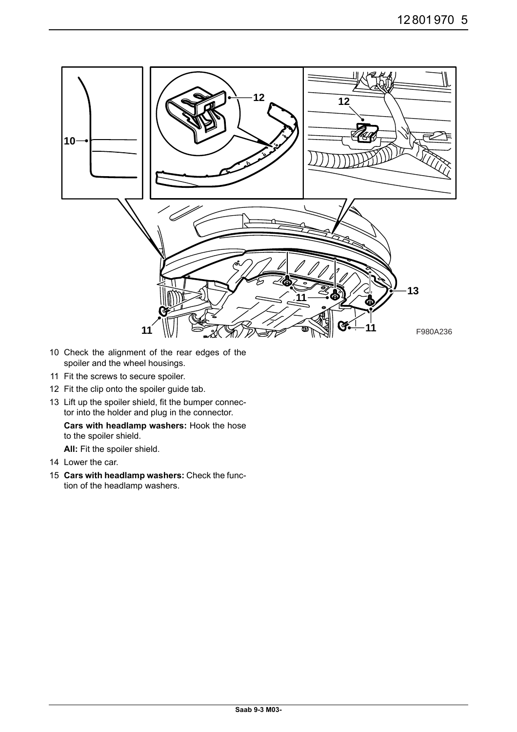10 Check the alignment of the rear edges of the spoiler and the wheel housings.

11 Fit the screws to secure spoiler.

12 Fit the clip onto the spoiler guide tab.

13 Lift up the spoiler shield, fit the bumper connector into the holder and plug in the connector.

    **Cars with headlamp washers:** Hook the hose to the spoiler shield.

    **All:** Fit the spoiler shield.

14 Lower the car.

15 **Cars with headlamp washers:** Check the function of the headlamp washers.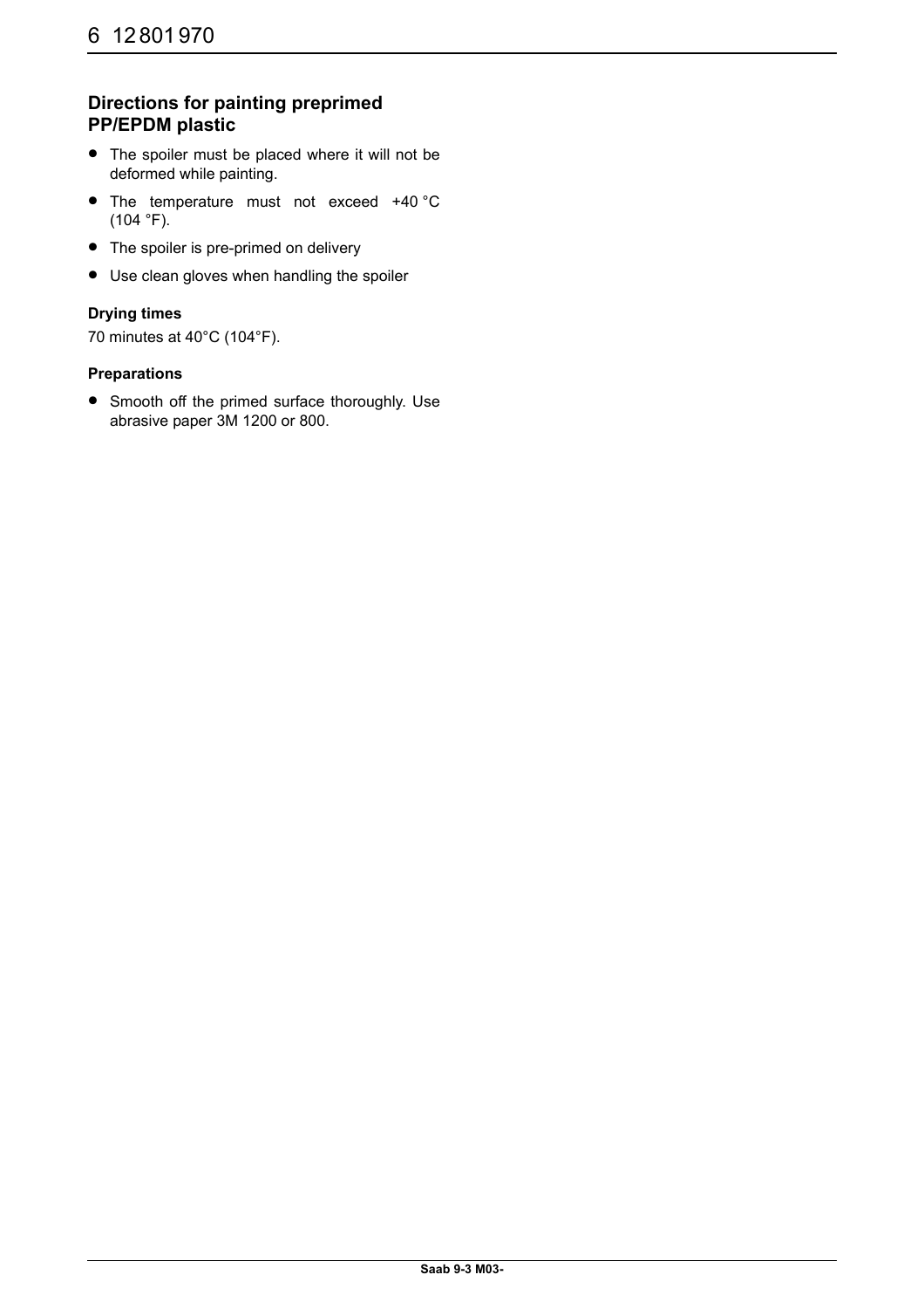## Directions for painting preprimed PP/EPDM plastic

- The spoiler must be placed where it will not be deformed while painting.
- The temperature must not exceed +40 °C (104 °F).
- The spoiler is pre-primed on delivery
- Use clean gloves when handling the spoiler

### Drying times

70 minutes at 40°C (104°F).

### Preparations

- Smooth off the primed surface thoroughly. Use abrasive paper 3M 1200 or 800.